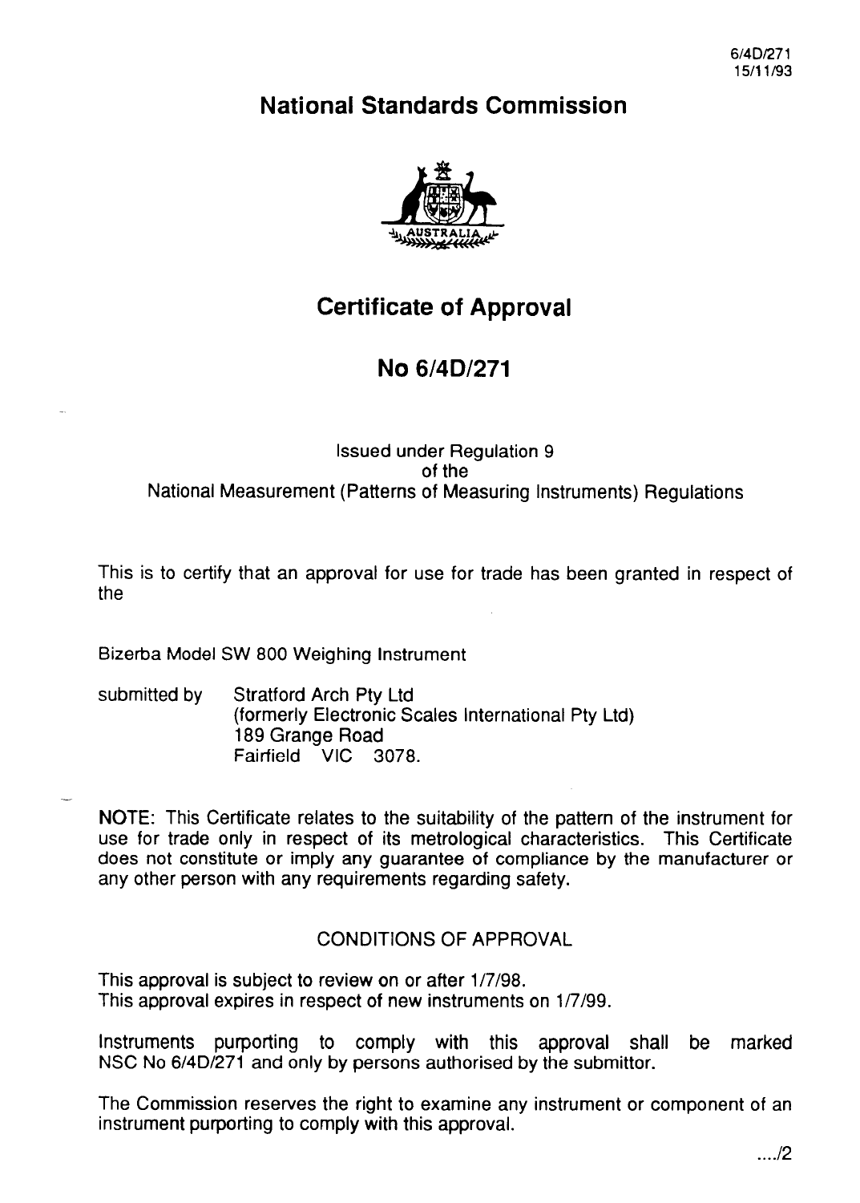6/4D/271
15/11/93

# National Standards Commission

# Certificate of Approval

## No 6/4D/271

Issued under Regulation 9
of the
National Measurement (Patterns of Measuring Instruments) Regulations

This is to certify that an approval for use for trade has been granted in respect of the

Bizerba Model SW 800 Weighing Instrument

submitted by Stratford Arch Pty Ltd
(formerly Electronic Scales International Pty Ltd)
189 Grange Road
Fairfield VIC 3078.

NOTE: This Certificate relates to the suitability of the pattern of the instrument for use for trade only in respect of its metrological characteristics. This Certificate does not constitute or imply any guarantee of compliance by the manufacturer or any other person with any requirements regarding safety.

CONDITIONS OF APPROVAL

This approval is subject to review on or after 1/7/98.
This approval expires in respect of new instruments on 1/7/99.

Instruments purporting to comply with this approval shall be marked NSC No 6/4D/271 and only by persons authorised by the submittor.

The Commission reserves the right to examine any instrument or component of an instrument purporting to comply with this approval.

..../2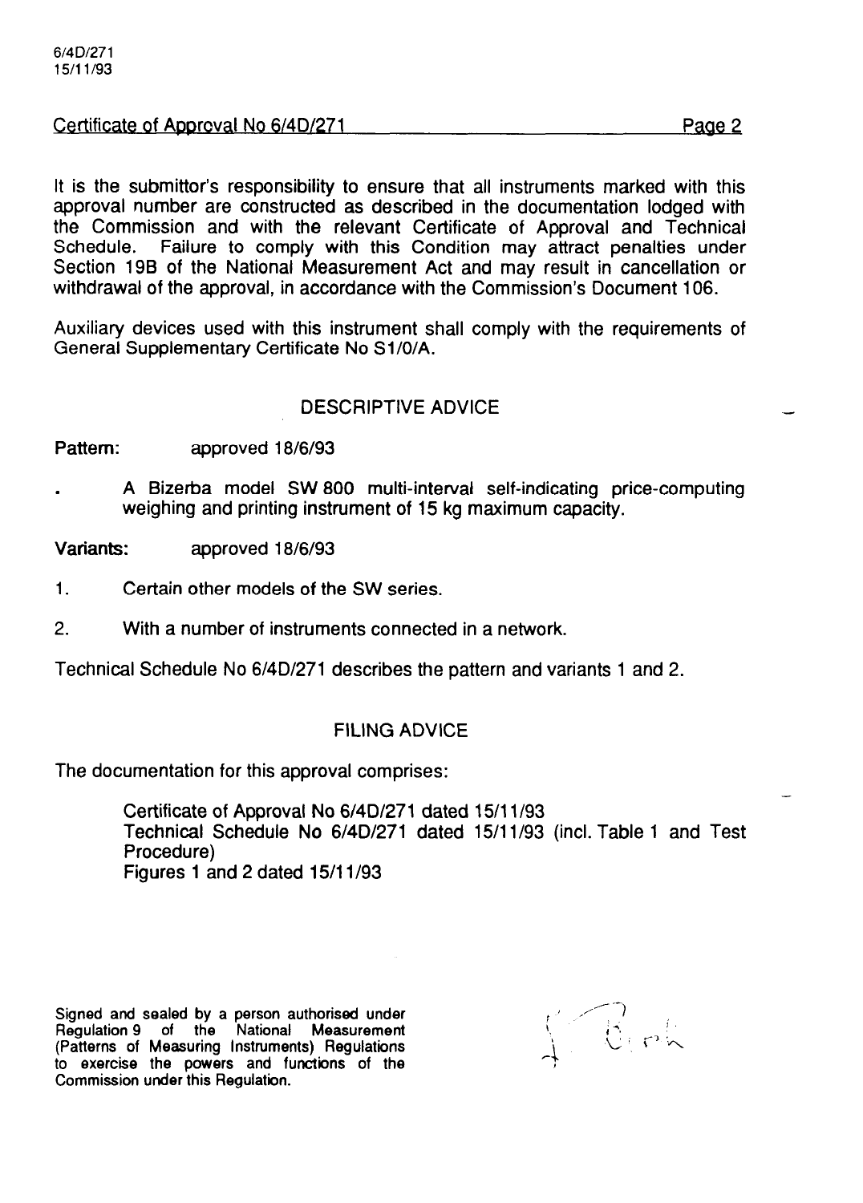It is the submittor's responsibility to ensure that all instruments marked with this approval number are constructed as described in the documentation lodged with the Commission and with the relevant Certificate of Approval and Technical Schedule. Failure to comply with this Condition may attract penalties under Section 19B of the National Measurement Act and may result in cancellation or withdrawal of the approval, in accordance with the Commission's Document 106.

Auxiliary devices used with this instrument shall comply with the requirements of General Supplementary Certificate No S1/0/A.

## DESCRIPTIVE ADVICE

**Pattern:** approved 18/6/93

- A Bizerba model SW 800 multi-interval self-indicating price-computing weighing and printing instrument of 15 kg maximum capacity.

**Variants:** approved 18/6/93

1. Certain other models of the SW series.
2. With a number of instruments connected in a network.

Technical Schedule No 6/4D/271 describes the pattern and variants 1 and 2.

## FILING ADVICE

The documentation for this approval comprises:

Certificate of Approval No 6/4D/271 dated 15/11/93
Technical Schedule No 6/4D/271 dated 15/11/93 (incl. Table 1 and Test Procedure)
Figures 1 and 2 dated 15/11/93

Signed and sealed by a person authorised under Regulation 9 of the National Measurement (Patterns of Measuring Instruments) Regulations to exercise the powers and functions of the Commission under this Regulation.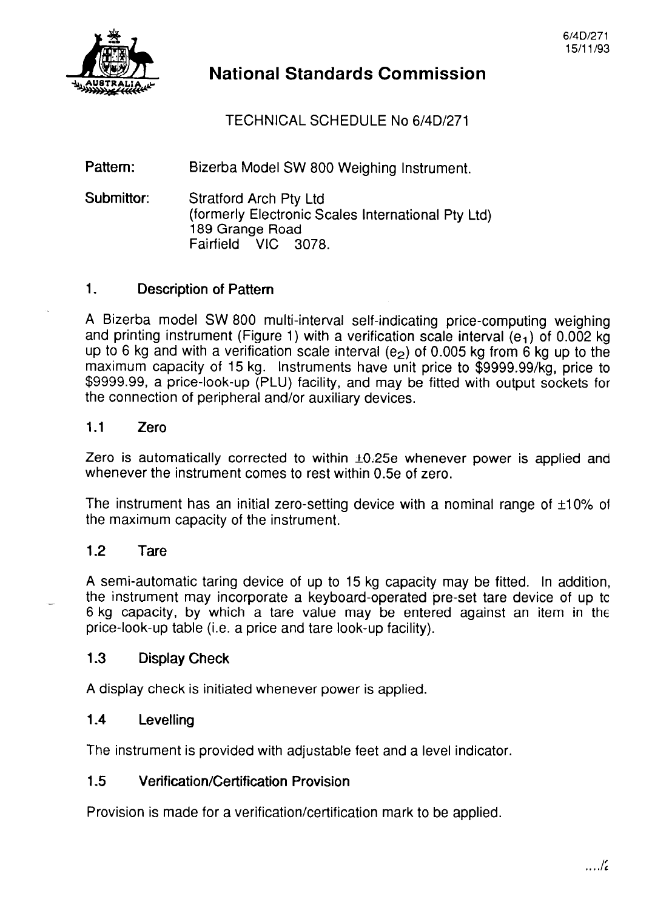# National Standards Commission

TECHNICAL SCHEDULE No 6/4D/271

**Pattern:** Bizerba Model SW 800 Weighing Instrument.

**Submittor:** Stratford Arch Pty Ltd
(formerly Electronic Scales International Pty Ltd)
189 Grange Road
Fairfield VIC 3078.

## 1. Description of Pattern

A Bizerba model SW 800 multi-interval self-indicating price-computing weighing and printing instrument (Figure 1) with a verification scale interval ($e_1$) of 0.002 kg up to 6 kg and with a verification scale interval ($e_2$) of 0.005 kg from 6 kg up to the maximum capacity of 15 kg. Instruments have unit price to $9999.99/kg, price to $9999.99, a price-look-up (PLU) facility, and may be fitted with output sockets for the connection of peripheral and/or auxiliary devices.

### 1.1 Zero

Zero is automatically corrected to within ±0.25e whenever power is applied and whenever the instrument comes to rest within 0.5e of zero.

The instrument has an initial zero-setting device with a nominal range of ±10% of the maximum capacity of the instrument.

### 1.2 Tare

A semi-automatic taring device of up to 15 kg capacity may be fitted. In addition, the instrument may incorporate a keyboard-operated pre-set tare device of up to 6 kg capacity, by which a tare value may be entered against an item in the price-look-up table (i.e. a price and tare look-up facility).

### 1.3 Display Check

A display check is initiated whenever power is applied.

### 1.4 Levelling

The instrument is provided with adjustable feet and a level indicator.

### 1.5 Verification/Certification Provision

Provision is made for a verification/certification mark to be applied.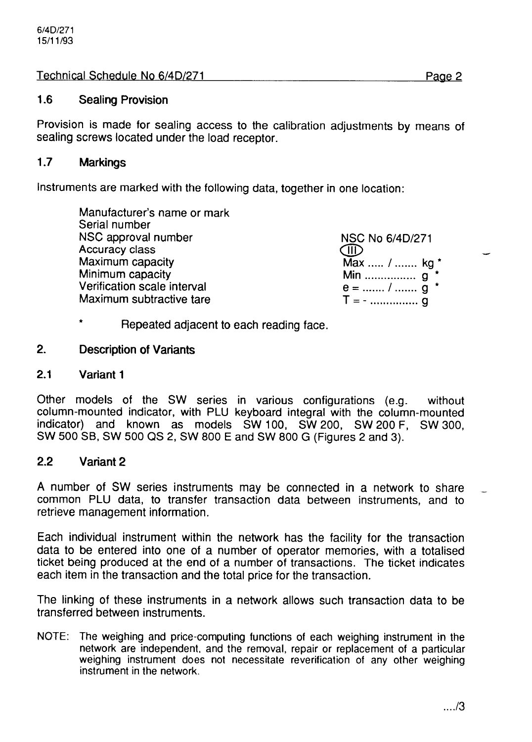### 1.6 Sealing Provision

Provision is made for sealing access to the calibration adjustments by means of sealing screws located under the load receptor.

### 1.7 Markings

Instruments are marked with the following data, together in one location:

| | |
|---|---|
| Manufacturer's name or mark | |
| Serial number | |
| NSC approval number | NSC No 6/4D/271 |
| Accuracy class | (III) |
| Maximum capacity | Max ..... / ....... kg * |
| Minimum capacity | Min ................ g * |
| Verification scale interval | e = ....... / ....... g * |
| Maximum subtractive tare | T = - ............... g |

\* Repeated adjacent to each reading face.

## 2. Description of Variants

### 2.1 Variant 1

Other models of the SW series in various configurations (e.g. without column-mounted indicator, with PLU keyboard integral with the column-mounted indicator) and known as models SW 100, SW 200, SW 200 F, SW 300, SW 500 SB, SW 500 QS 2, SW 800 E and SW 800 G (Figures 2 and 3).

### 2.2 Variant 2

A number of SW series instruments may be connected in a network to share common PLU data, to transfer transaction data between instruments, and to retrieve management information.

Each individual instrument within the network has the facility for the transaction data to be entered into one of a number of operator memories, with a totalised ticket being produced at the end of a number of transactions. The ticket indicates each item in the transaction and the total price for the transaction.

The linking of these instruments in a network allows such transaction data to be transferred between instruments.

NOTE: The weighing and price-computing functions of each weighing instrument in the network are independent, and the removal, repair or replacement of a particular weighing instrument does not necessitate reverification of any other weighing instrument in the network.

..../3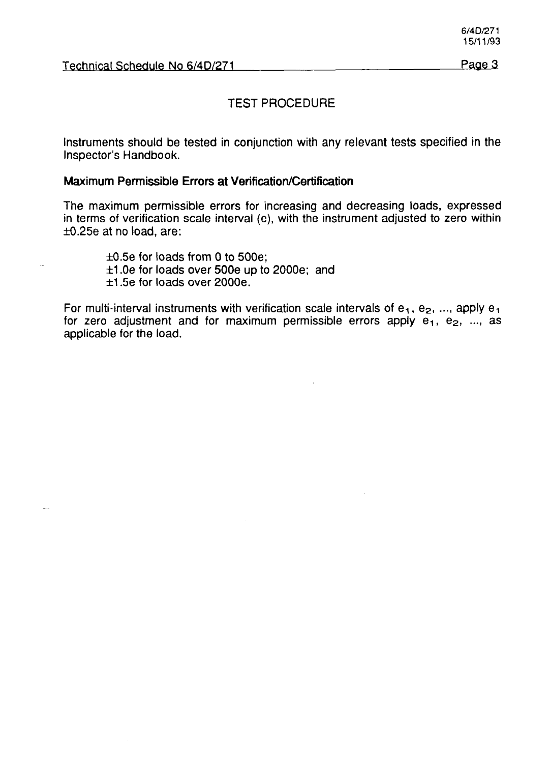# TEST PROCEDURE

Instruments should be tested in conjunction with any relevant tests specified in the Inspector's Handbook.

### Maximum Permissible Errors at Verification/Certification

The maximum permissible errors for increasing and decreasing loads, expressed in terms of verification scale interval (e), with the instrument adjusted to zero within ±0.25e at no load, are:

±0.5e for loads from 0 to 500e;  
±1.0e for loads over 500e up to 2000e; and  
±1.5e for loads over 2000e.

For multi-interval instruments with verification scale intervals of $e_1$, $e_2$, ..., apply $e_1$ for zero adjustment and for maximum permissible errors apply $e_1$, $e_2$, ..., as applicable for the load.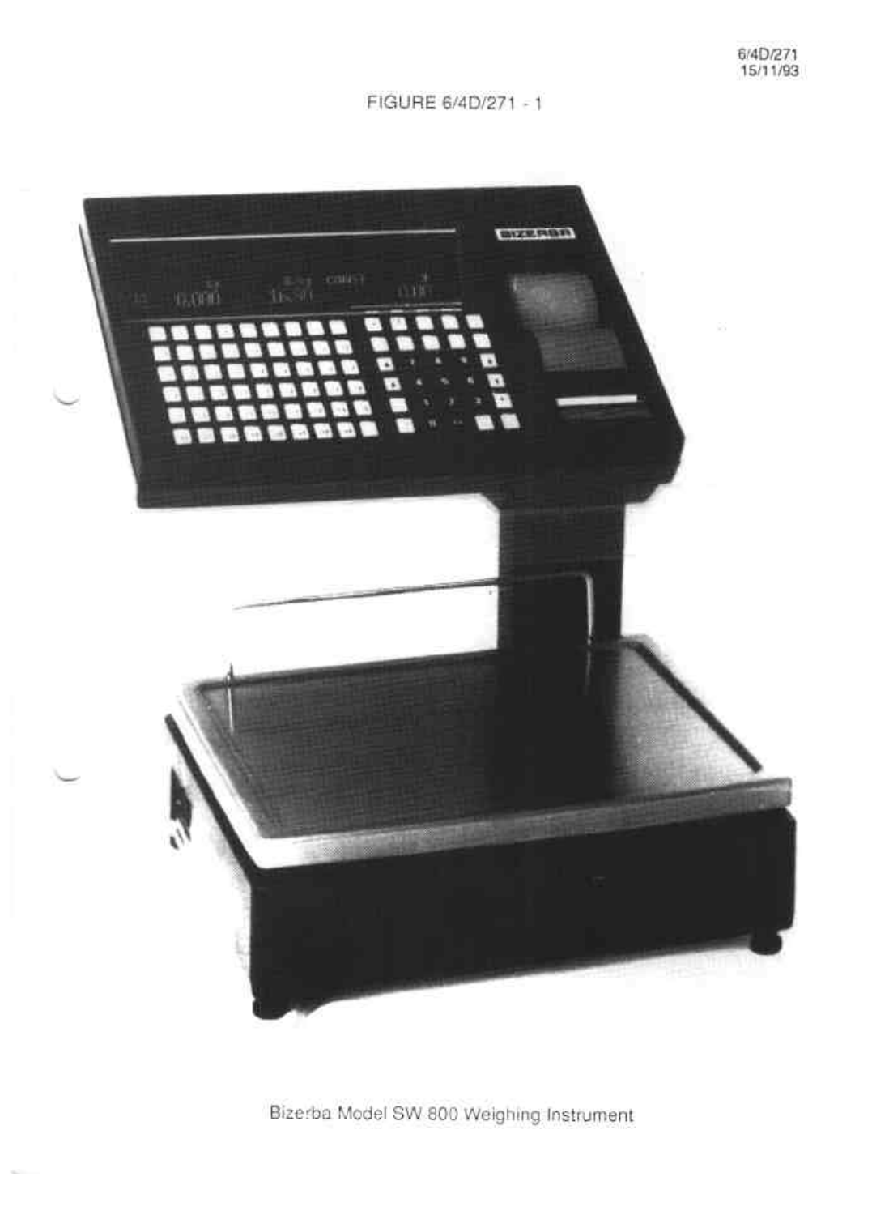FIGURE 6/4D/271 - 1

Bizerba Model SW 800 Weighing Instrument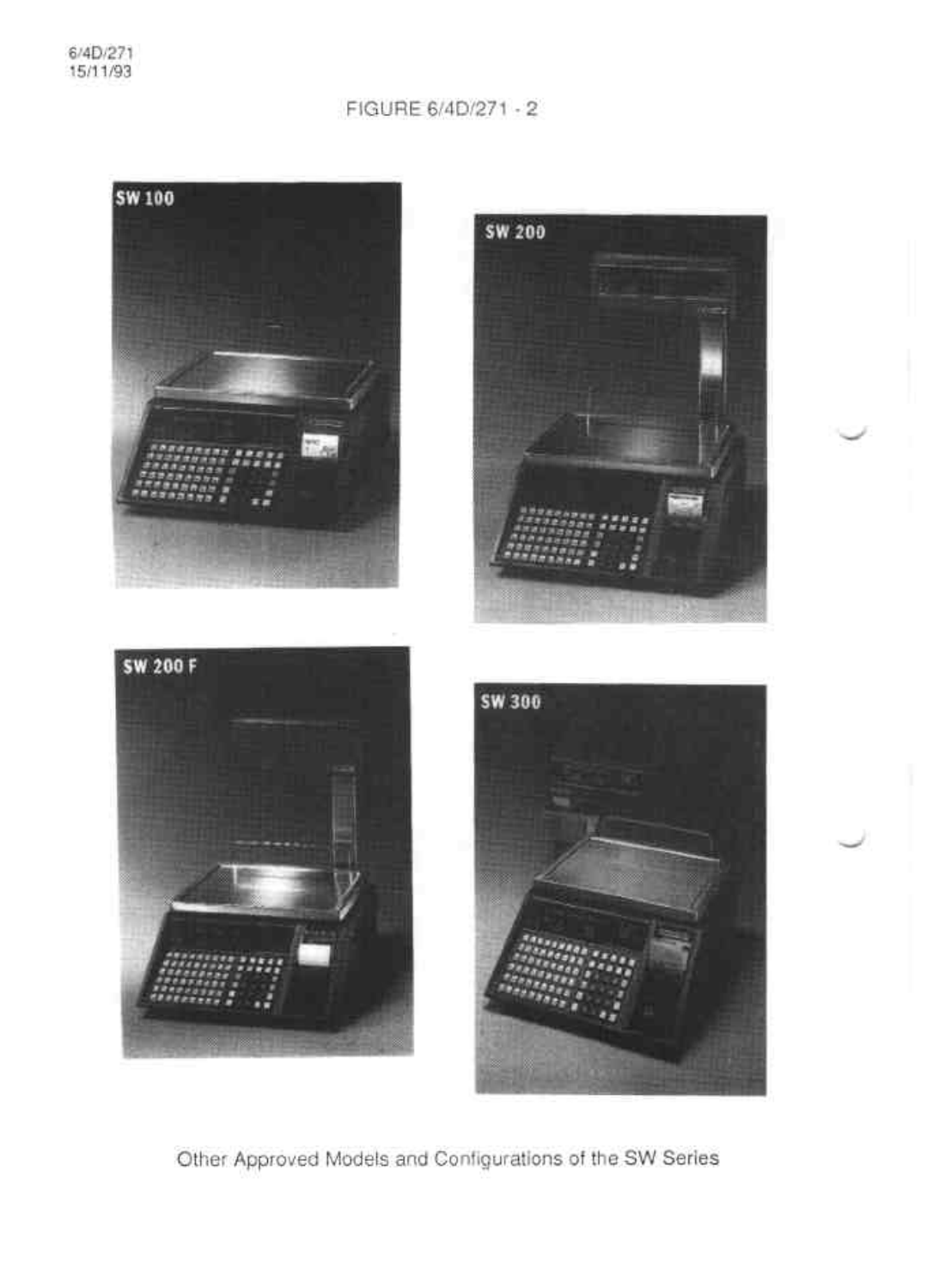6/4D/271
15/11/93

FIGURE 6/4D/271 - 2

SW 100

SW 200

SW 200 F

SW 300

Other Approved Models and Configurations of the SW Series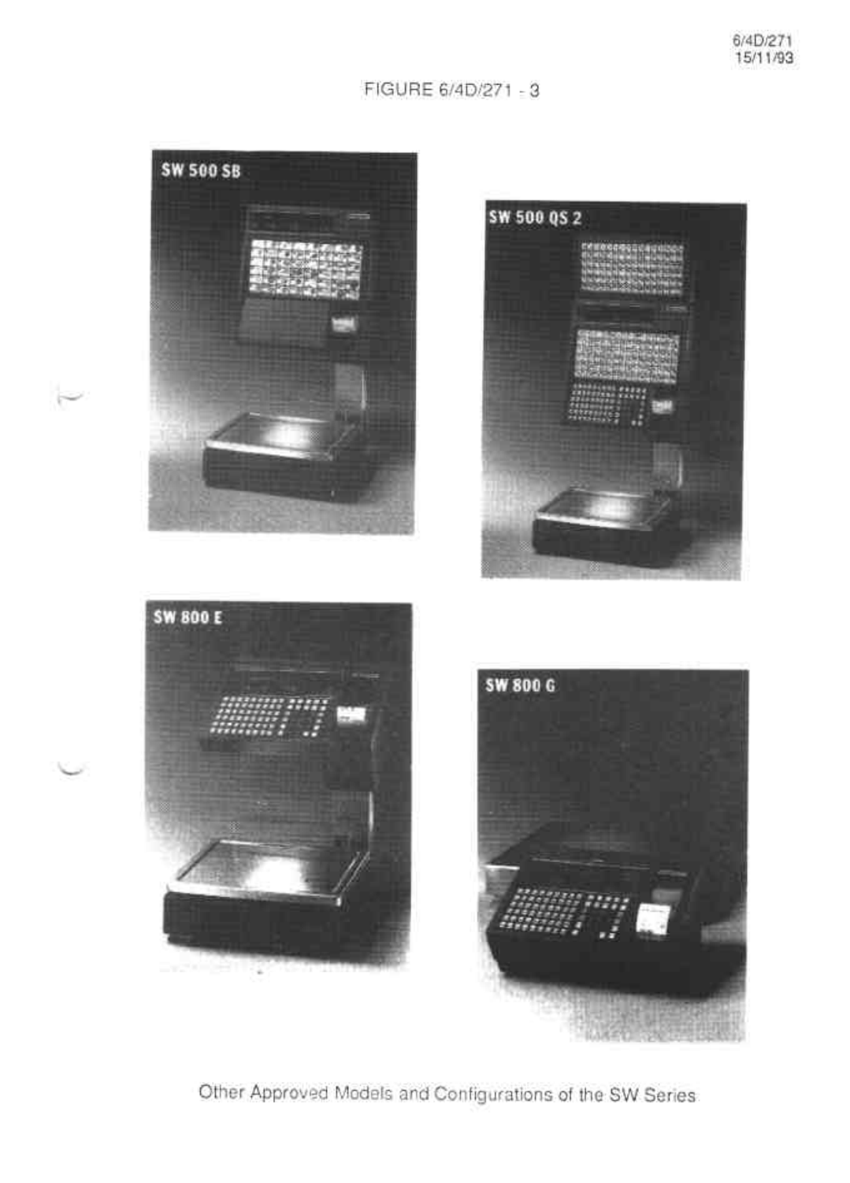FIGURE 6/4D/271 - 3

SW 500 SB

SW 500 QS 2

SW 800 E

SW 800 G

Other Approved Models and Configurations of the SW Series